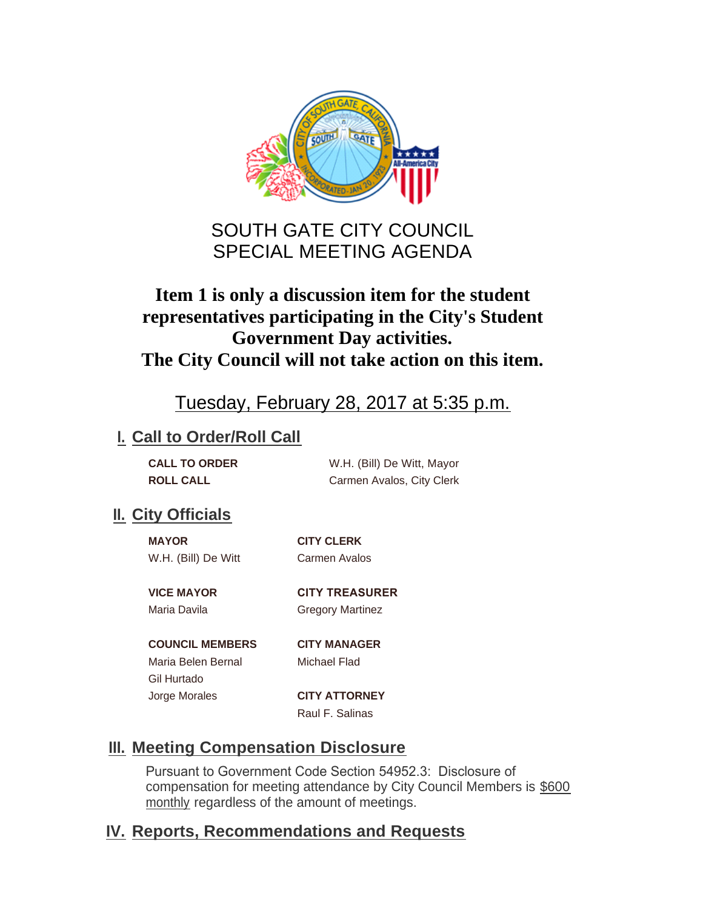# SOUTH GATE CITY COUNCIL
# SPECIAL MEETING AGENDA

**Item 1 is only a discussion item for the student representatives participating in the City's Student Government Day activities.**
**The City Council will not take action on this item.**

Tuesday, February 28, 2017 at 5:35 p.m.

## I. Call to Order/Roll Call

| | |
|---|---|
| **CALL TO ORDER** | W.H. (Bill) De Witt, Mayor |
| **ROLL CALL** | Carmen Avalos, City Clerk |

## II. City Officials

**MAYOR**
W.H. (Bill) De Witt

**VICE MAYOR**
Maria Davila

**COUNCIL MEMBERS**
Maria Belen Bernal
Gil Hurtado
Jorge Morales

**CITY CLERK**
Carmen Avalos

**CITY TREASURER**
Gregory Martinez

**CITY MANAGER**
Michael Flad

**CITY ATTORNEY**
Raul F. Salinas

## III. Meeting Compensation Disclosure

Pursuant to Government Code Section 54952.3: Disclosure of compensation for meeting attendance by City Council Members is $600 monthly regardless of the amount of meetings.

## IV. Reports, Recommendations and Requests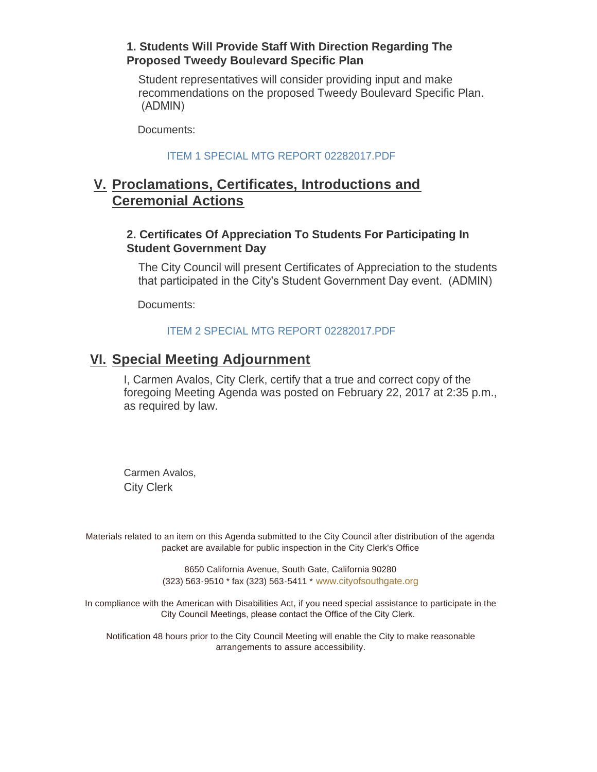### 1. Students Will Provide Staff With Direction Regarding The Proposed Tweedy Boulevard Specific Plan

Student representatives will consider providing input and make recommendations on the proposed Tweedy Boulevard Specific Plan. (ADMIN)

Documents:

ITEM 1 SPECIAL MTG REPORT 02282017.PDF

## V. Proclamations, Certificates, Introductions and Ceremonial Actions

### 2. Certificates Of Appreciation To Students For Participating In Student Government Day

The City Council will present Certificates of Appreciation to the students that participated in the City's Student Government Day event. (ADMIN)

Documents:

ITEM 2 SPECIAL MTG REPORT 02282017.PDF

## VI. Special Meeting Adjournment

I, Carmen Avalos, City Clerk, certify that a true and correct copy of the foregoing Meeting Agenda was posted on February 22, 2017 at 2:35 p.m., as required by law.

Carmen Avalos,
City Clerk

Materials related to an item on this Agenda submitted to the City Council after distribution of the agenda packet are available for public inspection in the City Clerk's Office

8650 California Avenue, South Gate, California 90280
(323) 563-9510 * fax (323) 563-5411 * www.cityofsouthgate.org

In compliance with the American with Disabilities Act, if you need special assistance to participate in the City Council Meetings, please contact the Office of the City Clerk.

Notification 48 hours prior to the City Council Meeting will enable the City to make reasonable arrangements to assure accessibility.